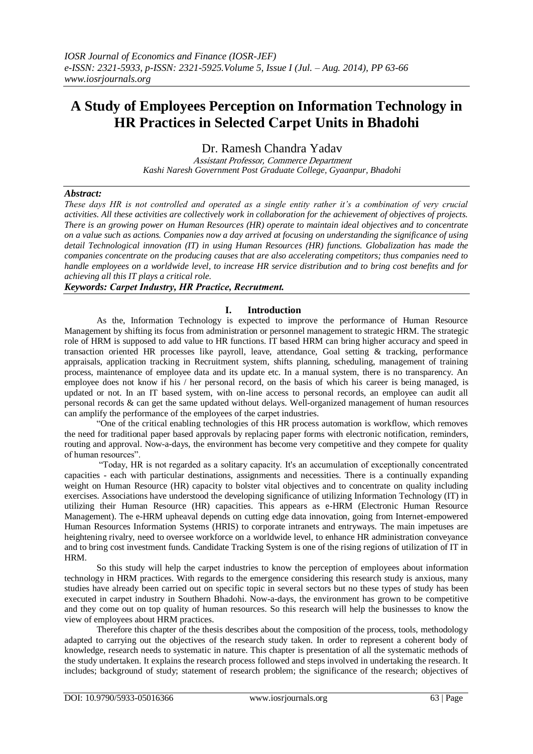# A Study of Employees Perception on Information Technology in HR Practices in Selected Carpet Units in Bhadohi

Dr. Ramesh Chandra Yadav

*Assistant Professor, Commerce Department*
*Kashi Naresh Government Post Graduate College, Gyaanpur, Bhadohi*

***Abstract:***

*These days HR is not controlled and operated as a single entity rather it's a combination of very crucial activities. All these activities are collectively work in collaboration for the achievement of objectives of projects. There is an growing power on Human Resources (HR) operate to maintain ideal objectives and to concentrate on a value such as actions. Companies now a day arrived at focusing on understanding the significance of using detail Technological innovation (IT) in using Human Resources (HR) functions. Globalization has made the companies concentrate on the producing causes that are also accelerating competitors; thus companies need to handle employees on a worldwide level, to increase HR service distribution and to bring cost benefits and for achieving all this IT plays a critical role.*

***Keywords: Carpet Industry, HR Practice, Recrutment.***

## I. Introduction

As the, Information Technology is expected to improve the performance of Human Resource Management by shifting its focus from administration or personnel management to strategic HRM. The strategic role of HRM is supposed to add value to HR functions. IT based HRM can bring higher accuracy and speed in transaction oriented HR processes like payroll, leave, attendance, Goal setting & tracking, performance appraisals, application tracking in Recruitment system, shifts planning, scheduling, management of training process, maintenance of employee data and its update etc. In a manual system, there is no transparency. An employee does not know if his / her personal record, on the basis of which his career is being managed, is updated or not. In an IT based system, with on-line access to personal records, an employee can audit all personal records & can get the same updated without delays. Well-organized management of human resources can amplify the performance of the employees of the carpet industries.

"One of the critical enabling technologies of this HR process automation is workflow, which removes the need for traditional paper based approvals by replacing paper forms with electronic notification, reminders, routing and approval. Now-a-days, the environment has become very competitive and they compete for quality of human resources".

"Today, HR is not regarded as a solitary capacity. It's an accumulation of exceptionally concentrated capacities - each with particular destinations, assignments and necessities. There is a continually expanding weight on Human Resource (HR) capacity to bolster vital objectives and to concentrate on quality including exercises. Associations have understood the developing significance of utilizing Information Technology (IT) in utilizing their Human Resource (HR) capacities. This appears as e-HRM (Electronic Human Resource Management). The e-HRM upheaval depends on cutting edge data innovation, going from Internet-empowered Human Resources Information Systems (HRIS) to corporate intranets and entryways. The main impetuses are heightening rivalry, need to oversee workforce on a worldwide level, to enhance HR administration conveyance and to bring cost investment funds. Candidate Tracking System is one of the rising regions of utilization of IT in HRM.

So this study will help the carpet industries to know the perception of employees about information technology in HRM practices. With regards to the emergence considering this research study is anxious, many studies have already been carried out on specific topic in several sectors but no these types of study has been executed in carpet industry in Southern Bhadohi. Now-a-days, the environment has grown to be competitive and they come out on top quality of human resources. So this research will help the businesses to know the view of employees about HRM practices.

Therefore this chapter of the thesis describes about the composition of the process, tools, methodology adapted to carrying out the objectives of the research study taken. In order to represent a coherent body of knowledge, research needs to systematic in nature. This chapter is presentation of all the systematic methods of the study undertaken. It explains the research process followed and steps involved in undertaking the research. It includes; background of study; statement of research problem; the significance of the research; objectives of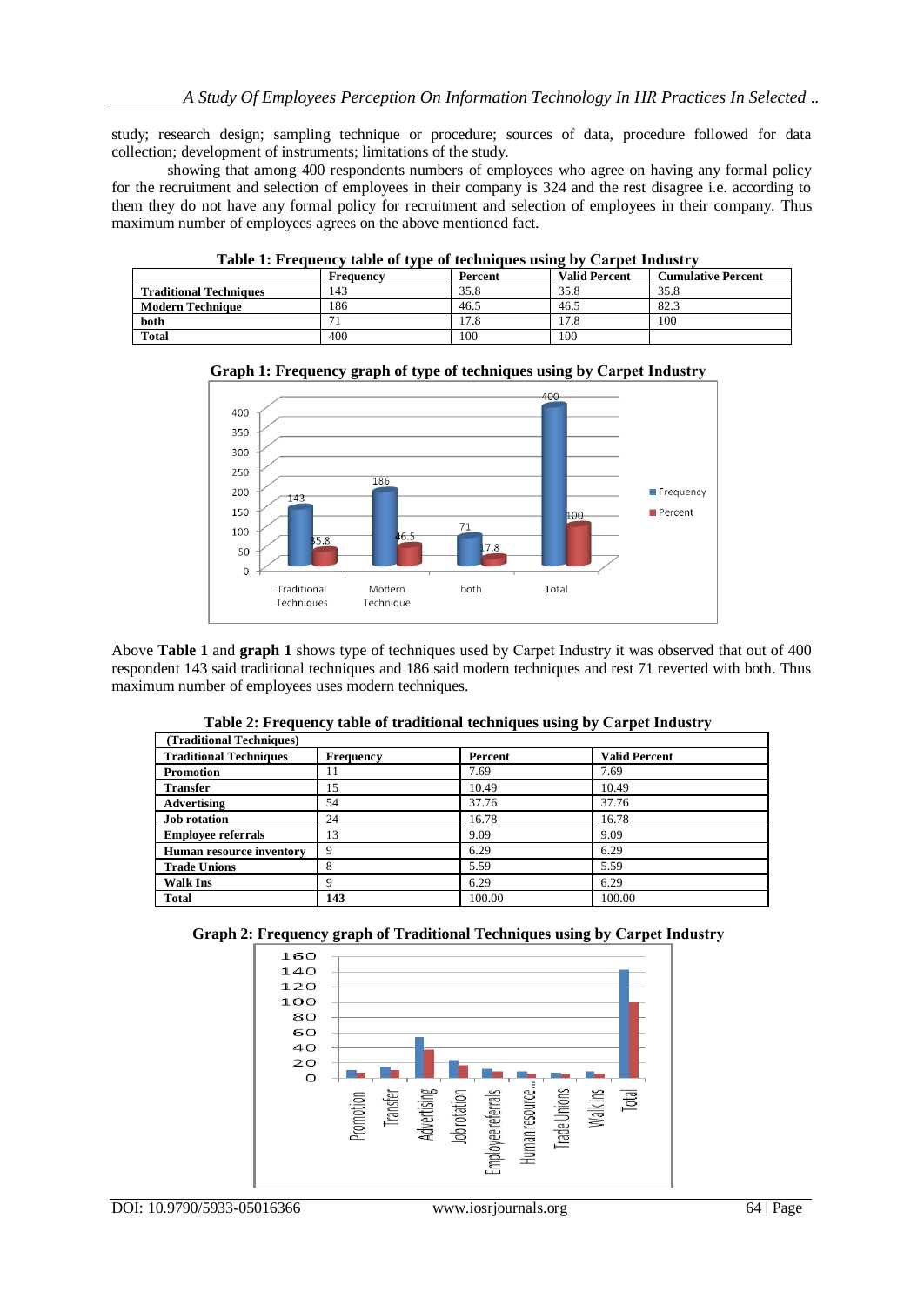study; research design; sampling technique or procedure; sources of data, procedure followed for data collection; development of instruments; limitations of the study.

showing that among 400 respondents numbers of employees who agree on having any formal policy for the recruitment and selection of employees in their company is 324 and the rest disagree i.e. according to them they do not have any formal policy for recruitment and selection of employees in their company. Thus maximum number of employees agrees on the above mentioned fact.

**Table 1: Frequency table of type of techniques using by Carpet Industry**

| | Frequency | Percent | Valid Percent | Cumulative Percent |
|---|---|---|---|---|
| **Traditional Techniques** | 143 | 35.8 | 35.8 | 35.8 |
| **Modern Technique** | 186 | 46.5 | 46.5 | 82.3 |
| **both** | 71 | 17.8 | 17.8 | 100 |
| **Total** | 400 | 100 | 100 | |

**Graph 1: Frequency graph of type of techniques using by Carpet Industry**

400
350
300
250
200
150
100
50
0

143
35.8
186
46.5
71
17.8
400
100

Traditional Techniques
Modern Technique
both
Total

Frequency
Percent

Above **Table 1** and **graph 1** shows type of techniques used by Carpet Industry it was observed that out of 400 respondent 143 said traditional techniques and 186 said modern techniques and rest 71 reverted with both. Thus maximum number of employees uses modern techniques.

**Table 2: Frequency table of traditional techniques using by Carpet Industry**

| (Traditional Techniques) | | | |
|---|---|---|---|
| **Traditional Techniques** | **Frequency** | **Percent** | **Valid Percent** |
| **Promotion** | 11 | 7.69 | 7.69 |
| **Transfer** | 15 | 10.49 | 10.49 |
| **Advertising** | 54 | 37.76 | 37.76 |
| **Job rotation** | 24 | 16.78 | 16.78 |
| **Employee referrals** | 13 | 9.09 | 9.09 |
| **Human resource inventory** | 9 | 6.29 | 6.29 |
| **Trade Unions** | 8 | 5.59 | 5.59 |
| **Walk Ins** | 9 | 6.29 | 6.29 |
| **Total** | **143** | 100.00 | 100.00 |

**Graph 2: Frequency graph of Traditional Techniques using by Carpet Industry**

160
140
120
100
80
60
40
20
0

Promotion
Transfer
Advertising
Job rotation
Employee referrals
Human resource...
Trade Unions
Walk Ins
Total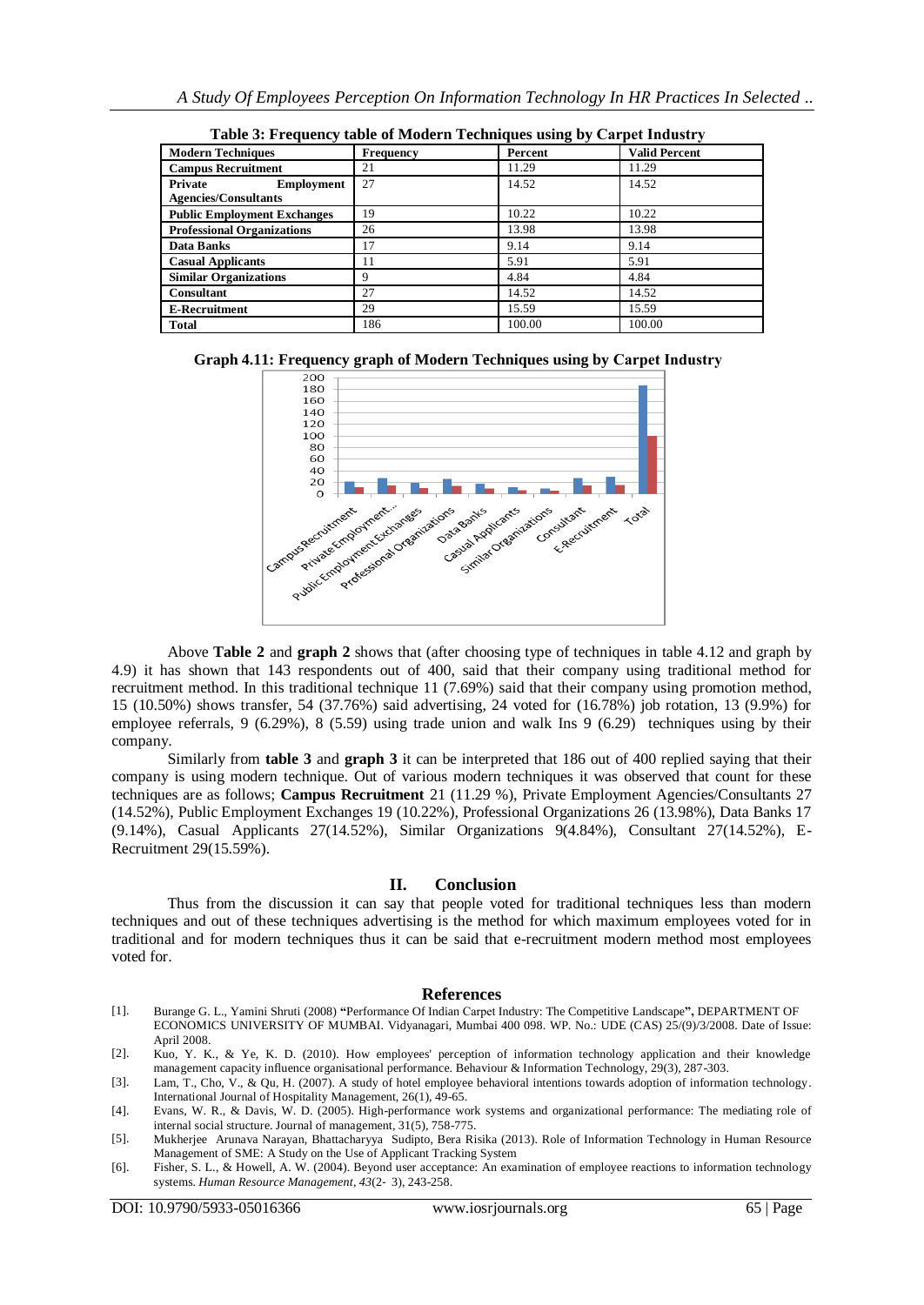**Table 3: Frequency table of Modern Techniques using by Carpet Industry**

| Modern Techniques | Frequency | Percent | Valid Percent |
|---|---|---|---|
| Campus Recruitment | 21 | 11.29 | 11.29 |
| Private Employment Agencies/Consultants | 27 | 14.52 | 14.52 |
| Public Employment Exchanges | 19 | 10.22 | 10.22 |
| Professional Organizations | 26 | 13.98 | 13.98 |
| Data Banks | 17 | 9.14 | 9.14 |
| Casual Applicants | 11 | 5.91 | 5.91 |
| Similar Organizations | 9 | 4.84 | 4.84 |
| Consultant | 27 | 14.52 | 14.52 |
| E-Recruitment | 29 | 15.59 | 15.59 |
| Total | 186 | 100.00 | 100.00 |

**Graph 4.11: Frequency graph of Modern Techniques using by Carpet Industry**

200
180
160
140
120
100
80
60
40
20
0

Campus Recruitment
Private Employment...
Public Employment Exchanges
Professional Organizations
Data Banks
Casual Applicants
Similar Organizations
Consultant
E-Recruitment
Total

Above **Table 2** and **graph 2** shows that (after choosing type of techniques in table 4.12 and graph by 4.9) it has shown that 143 respondents out of 400, said that their company using traditional method for recruitment method. In this traditional technique 11 (7.69%) said that their company using promotion method, 15 (10.50%) shows transfer, 54 (37.76%) said advertising, 24 voted for (16.78%) job rotation, 13 (9.9%) for employee referrals, 9 (6.29%), 8 (5.59) using trade union and walk Ins 9 (6.29) techniques using by their company.

Similarly from **table 3** and **graph 3** it can be interpreted that 186 out of 400 replied saying that their company is using modern technique. Out of various modern techniques it was observed that count for these techniques are as follows; **Campus Recruitment** 21 (11.29 %), Private Employment Agencies/Consultants 27 (14.52%), Public Employment Exchanges 19 (10.22%), Professional Organizations 26 (13.98%), Data Banks 17 (9.14%), Casual Applicants 27(14.52%), Similar Organizations 9(4.84%), Consultant 27(14.52%), E-Recruitment 29(15.59%).

## II. Conclusion

Thus from the discussion it can say that people voted for traditional techniques less than modern techniques and out of these techniques advertising is the method for which maximum employees voted for in traditional and for modern techniques thus it can be said that e-recruitment modern method most employees voted for.

## References

[1]. Burange G. L., Yamini Shruti (2008) **"**Performance Of Indian Carpet Industry: The Competitive Landscape**",** DEPARTMENT OF ECONOMICS UNIVERSITY OF MUMBAI. Vidyanagari, Mumbai 400 098. WP. No.: UDE (CAS) 25/(9)/3/2008. Date of Issue: April 2008.

[2]. Kuo, Y. K., & Ye, K. D. (2010). How employees' perception of information technology application and their knowledge management capacity influence organisational performance. Behaviour & Information Technology, 29(3), 287-303.

[3]. Lam, T., Cho, V., & Qu, H. (2007). A study of hotel employee behavioral intentions towards adoption of information technology. International Journal of Hospitality Management, 26(1), 49-65.

[4]. Evans, W. R., & Davis, W. D. (2005). High-performance work systems and organizational performance: The mediating role of internal social structure. Journal of management, 31(5), 758-775.

[5]. Mukherjee Arunava Narayan, Bhattacharyya Sudipto, Bera Risika (2013). Role of Information Technology in Human Resource Management of SME: A Study on the Use of Applicant Tracking System

[6]. Fisher, S. L., & Howell, A. W. (2004). Beyond user acceptance: An examination of employee reactions to information technology systems. *Human Resource Management*, *43*(2‐ 3), 243-258.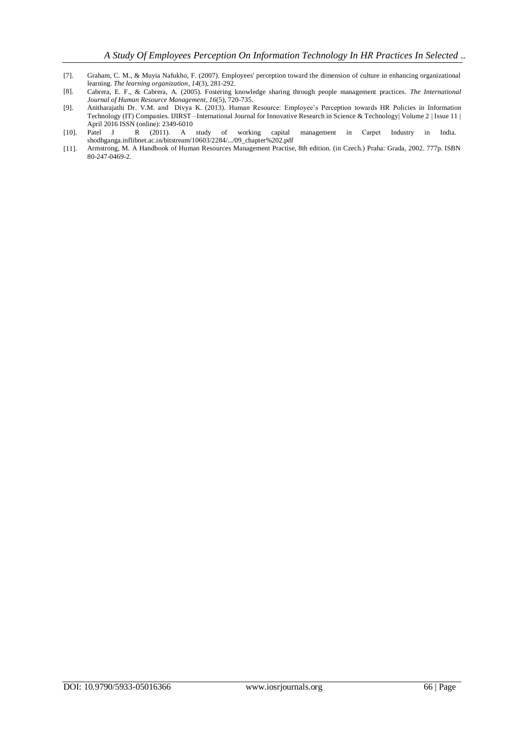[7]. Graham, C. M., & Muyia Nafukho, F. (2007). Employees' perception toward the dimension of culture in enhancing organizational learning. *The learning organization*, *14*(3), 281-292.

[8]. Cabrera, E. F., & Cabrera, A. (2005). Fostering knowledge sharing through people management practices. *The International Journal of Human Resource Management*, *16*(5), 720-735.

[9]. Anitharajathi Dr. V.M. and Divya K. (2013). Human Resource: Employee's Perception towards HR Policies in Information Technology (IT) Companies. IJIRST –International Journal for Innovative Research in Science & Technology| Volume 2 | Issue 11 | April 2016 ISSN (online): 2349-6010

[10]. Patel J R (2011). A study of working capital management in Carpet Industry in India. shodhganga.inflibnet.ac.in/bitstream/10603/2284/.../09_chapter%202.pdf

[11]. Armstrong, M. A Handbook of Human Resources Management Practise, 8th edition. (in Czech.) Praha: Grada, 2002. 777p. ISBN 80-247-0469-2.